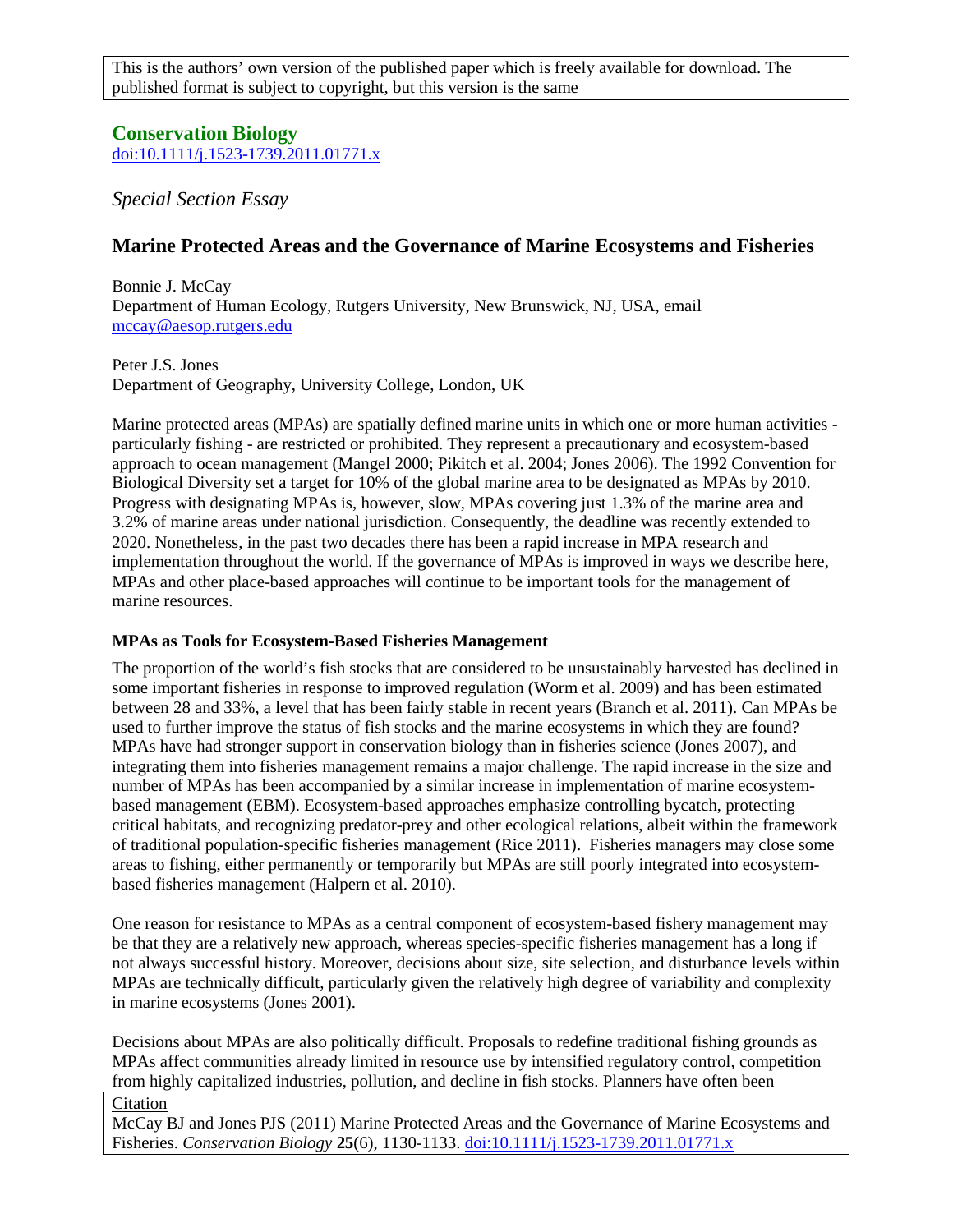This is the authors' own version of the published paper which is freely available for download. The published format is subject to copyright, but this version is the same

**Conservation Biology**
doi:10.1111/j.1523-1739.2011.01771.x

*Special Section Essay*

# Marine Protected Areas and the Governance of Marine Ecosystems and Fisheries

Bonnie J. McCay
Department of Human Ecology, Rutgers University, New Brunswick, NJ, USA, email mccay@aesop.rutgers.edu

Peter J.S. Jones
Department of Geography, University College, London, UK

Marine protected areas (MPAs) are spatially defined marine units in which one or more human activities - particularly fishing - are restricted or prohibited. They represent a precautionary and ecosystem-based approach to ocean management (Mangel 2000; Pikitch et al. 2004; Jones 2006). The 1992 Convention for Biological Diversity set a target for 10% of the global marine area to be designated as MPAs by 2010. Progress with designating MPAs is, however, slow, MPAs covering just 1.3% of the marine area and 3.2% of marine areas under national jurisdiction. Consequently, the deadline was recently extended to 2020. Nonetheless, in the past two decades there has been a rapid increase in MPA research and implementation throughout the world. If the governance of MPAs is improved in ways we describe here, MPAs and other place-based approaches will continue to be important tools for the management of marine resources.

### MPAs as Tools for Ecosystem-Based Fisheries Management

The proportion of the world's fish stocks that are considered to be unsustainably harvested has declined in some important fisheries in response to improved regulation (Worm et al. 2009) and has been estimated between 28 and 33%, a level that has been fairly stable in recent years (Branch et al. 2011). Can MPAs be used to further improve the status of fish stocks and the marine ecosystems in which they are found? MPAs have had stronger support in conservation biology than in fisheries science (Jones 2007), and integrating them into fisheries management remains a major challenge. The rapid increase in the size and number of MPAs has been accompanied by a similar increase in implementation of marine ecosystem-based management (EBM). Ecosystem-based approaches emphasize controlling bycatch, protecting critical habitats, and recognizing predator-prey and other ecological relations, albeit within the framework of traditional population-specific fisheries management (Rice 2011). Fisheries managers may close some areas to fishing, either permanently or temporarily but MPAs are still poorly integrated into ecosystem-based fisheries management (Halpern et al. 2010).

One reason for resistance to MPAs as a central component of ecosystem-based fishery management may be that they are a relatively new approach, whereas species-specific fisheries management has a long if not always successful history. Moreover, decisions about size, site selection, and disturbance levels within MPAs are technically difficult, particularly given the relatively high degree of variability and complexity in marine ecosystems (Jones 2001).

Decisions about MPAs are also politically difficult. Proposals to redefine traditional fishing grounds as MPAs affect communities already limited in resource use by intensified regulatory control, competition from highly capitalized industries, pollution, and decline in fish stocks. Planners have often been

Citation
McCay BJ and Jones PJS (2011) Marine Protected Areas and the Governance of Marine Ecosystems and Fisheries. *Conservation Biology* **25**(6), 1130-1133. doi:10.1111/j.1523-1739.2011.01771.x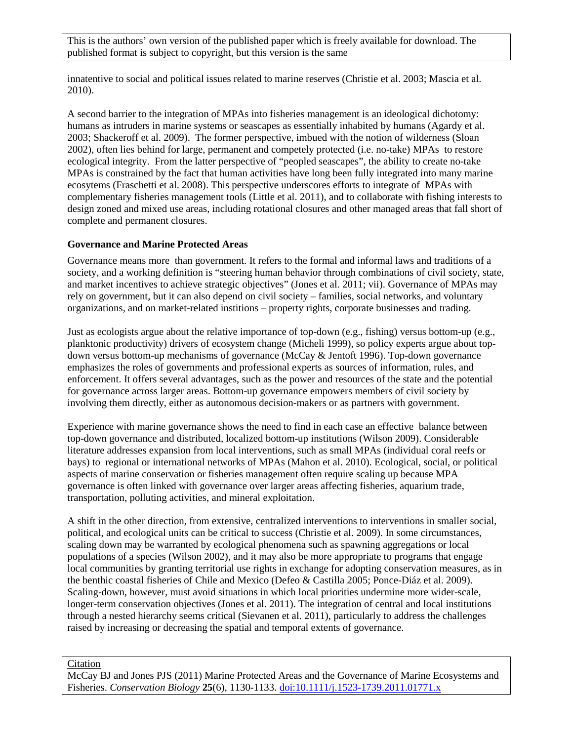innatentive to social and political issues related to marine reserves (Christie et al. 2003; Mascia et al. 2010).

A second barrier to the integration of MPAs into fisheries management is an ideological dichotomy: humans as intruders in marine systems or seascapes as essentially inhabited by humans (Agardy et al. 2003; Shackeroff et al. 2009). The former perspective, imbued with the notion of wilderness (Sloan 2002), often lies behind for large, permanent and competely protected (i.e. no-take) MPAs to restore ecological integrity. From the latter perspective of "peopled seascapes", the ability to create no-take MPAs is constrained by the fact that human activities have long been fully integrated into many marine ecosytems (Fraschetti et al. 2008). This perspective underscores efforts to integrate of MPAs with complementary fisheries management tools (Little et al. 2011), and to collaborate with fishing interests to design zoned and mixed use areas, including rotational closures and other managed areas that fall short of complete and permanent closures.

**Governance and Marine Protected Areas**

Governance means more than government. It refers to the formal and informal laws and traditions of a society, and a working definition is "steering human behavior through combinations of civil society, state, and market incentives to achieve strategic objectives" (Jones et al. 2011; vii). Governance of MPAs may rely on government, but it can also depend on civil society – families, social networks, and voluntary organizations, and on market-related institions – property rights, corporate businesses and trading.

Just as ecologists argue about the relative importance of top-down (e.g., fishing) versus bottom-up (e.g., planktonic productivity) drivers of ecosystem change (Micheli 1999), so policy experts argue about top-down versus bottom-up mechanisms of governance (McCay & Jentoft 1996). Top-down governance emphasizes the roles of governments and professional experts as sources of information, rules, and enforcement. It offers several advantages, such as the power and resources of the state and the potential for governance across larger areas. Bottom-up governance empowers members of civil society by involving them directly, either as autonomous decision-makers or as partners with government.

Experience with marine governance shows the need to find in each case an effective balance between top-down governance and distributed, localized bottom-up institutions (Wilson 2009). Considerable literature addresses expansion from local interventions, such as small MPAs (individual coral reefs or bays) to regional or international networks of MPAs (Mahon et al. 2010). Ecological, social, or political aspects of marine conservation or fisheries management often require scaling up because MPA governance is often linked with governance over larger areas affecting fisheries, aquarium trade, transportation, polluting activities, and mineral exploitation.

A shift in the other direction, from extensive, centralized interventions to interventions in smaller social, political, and ecological units can be critical to success (Christie et al. 2009). In some circumstances, scaling down may be warranted by ecological phenomena such as spawning aggregations or local populations of a species (Wilson 2002), and it may also be more appropriate to programs that engage local communities by granting territorial use rights in exchange for adopting conservation measures, as in the benthic coastal fisheries of Chile and Mexico (Defeo & Castilla 2005; Ponce-Diáz et al. 2009). Scaling-down, however, must avoid situations in which local priorities undermine more wider-scale, longer-term conservation objectives (Jones et al. 2011). The integration of central and local institutions through a nested hierarchy seems critical (Sievanen et al. 2011), particularly to address the challenges raised by increasing or decreasing the spatial and temporal extents of governance.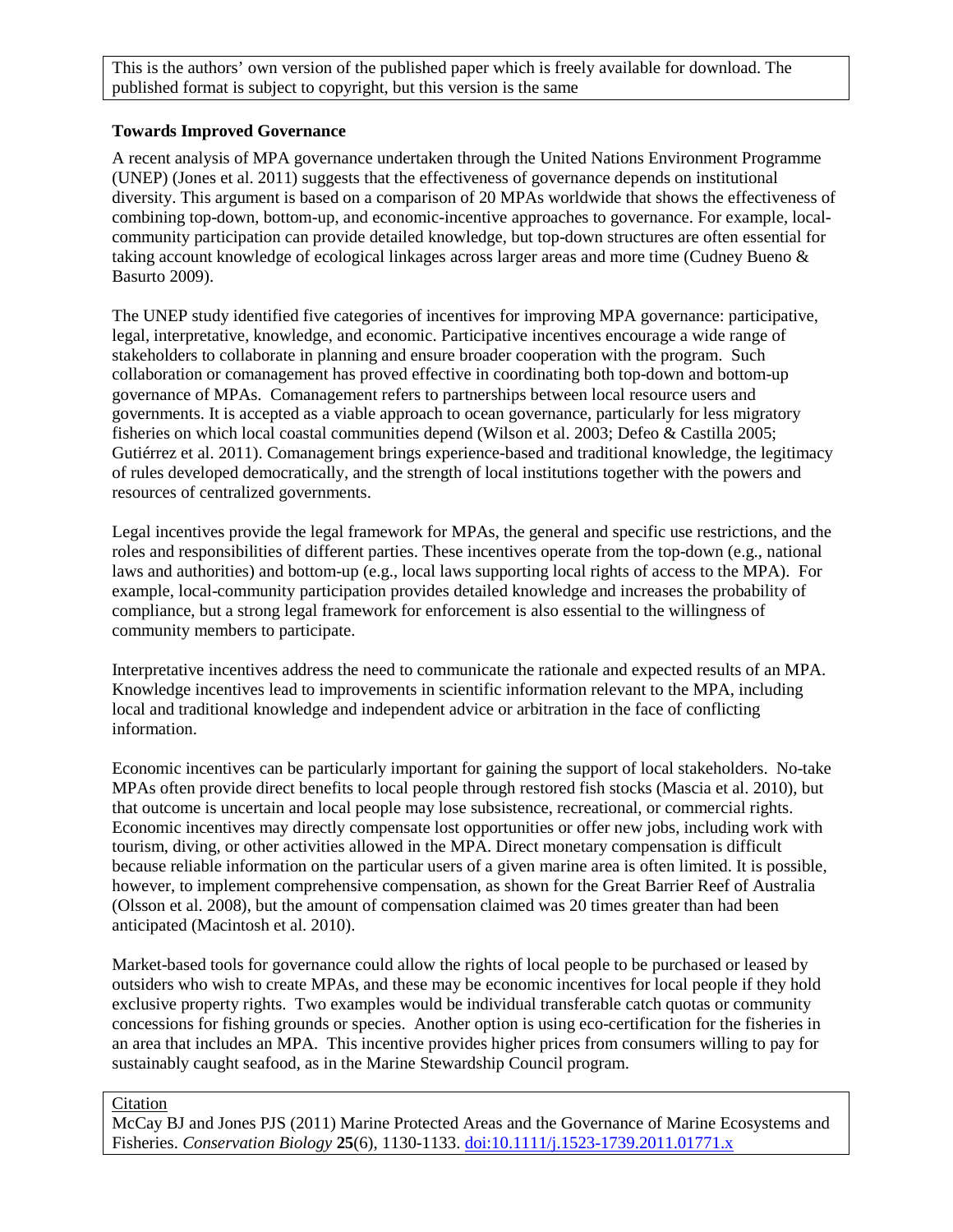This is the authors' own version of the published paper which is freely available for download. The published format is subject to copyright, but this version is the same

**Towards Improved Governance**

A recent analysis of MPA governance undertaken through the United Nations Environment Programme (UNEP) (Jones et al. 2011) suggests that the effectiveness of governance depends on institutional diversity. This argument is based on a comparison of 20 MPAs worldwide that shows the effectiveness of combining top-down, bottom-up, and economic-incentive approaches to governance. For example, local-community participation can provide detailed knowledge, but top-down structures are often essential for taking account knowledge of ecological linkages across larger areas and more time (Cudney Bueno & Basurto 2009).

The UNEP study identified five categories of incentives for improving MPA governance: participative, legal, interpretative, knowledge, and economic. Participative incentives encourage a wide range of stakeholders to collaborate in planning and ensure broader cooperation with the program. Such collaboration or comanagement has proved effective in coordinating both top-down and bottom-up governance of MPAs. Comanagement refers to partnerships between local resource users and governments. It is accepted as a viable approach to ocean governance, particularly for less migratory fisheries on which local coastal communities depend (Wilson et al. 2003; Defeo & Castilla 2005; Gutiérrez et al. 2011). Comanagement brings experience-based and traditional knowledge, the legitimacy of rules developed democratically, and the strength of local institutions together with the powers and resources of centralized governments.

Legal incentives provide the legal framework for MPAs, the general and specific use restrictions, and the roles and responsibilities of different parties. These incentives operate from the top-down (e.g., national laws and authorities) and bottom-up (e.g., local laws supporting local rights of access to the MPA). For example, local-community participation provides detailed knowledge and increases the probability of compliance, but a strong legal framework for enforcement is also essential to the willingness of community members to participate.

Interpretative incentives address the need to communicate the rationale and expected results of an MPA. Knowledge incentives lead to improvements in scientific information relevant to the MPA, including local and traditional knowledge and independent advice or arbitration in the face of conflicting information.

Economic incentives can be particularly important for gaining the support of local stakeholders. No-take MPAs often provide direct benefits to local people through restored fish stocks (Mascia et al. 2010), but that outcome is uncertain and local people may lose subsistence, recreational, or commercial rights. Economic incentives may directly compensate lost opportunities or offer new jobs, including work with tourism, diving, or other activities allowed in the MPA. Direct monetary compensation is difficult because reliable information on the particular users of a given marine area is often limited. It is possible, however, to implement comprehensive compensation, as shown for the Great Barrier Reef of Australia (Olsson et al. 2008), but the amount of compensation claimed was 20 times greater than had been anticipated (Macintosh et al. 2010).

Market-based tools for governance could allow the rights of local people to be purchased or leased by outsiders who wish to create MPAs, and these may be economic incentives for local people if they hold exclusive property rights. Two examples would be individual transferable catch quotas or community concessions for fishing grounds or species. Another option is using eco-certification for the fisheries in an area that includes an MPA. This incentive provides higher prices from consumers willing to pay for sustainably caught seafood, as in the Marine Stewardship Council program.

Citation

McCay BJ and Jones PJS (2011) Marine Protected Areas and the Governance of Marine Ecosystems and Fisheries. *Conservation Biology* **25**(6), 1130-1133. doi:10.1111/j.1523-1739.2011.01771.x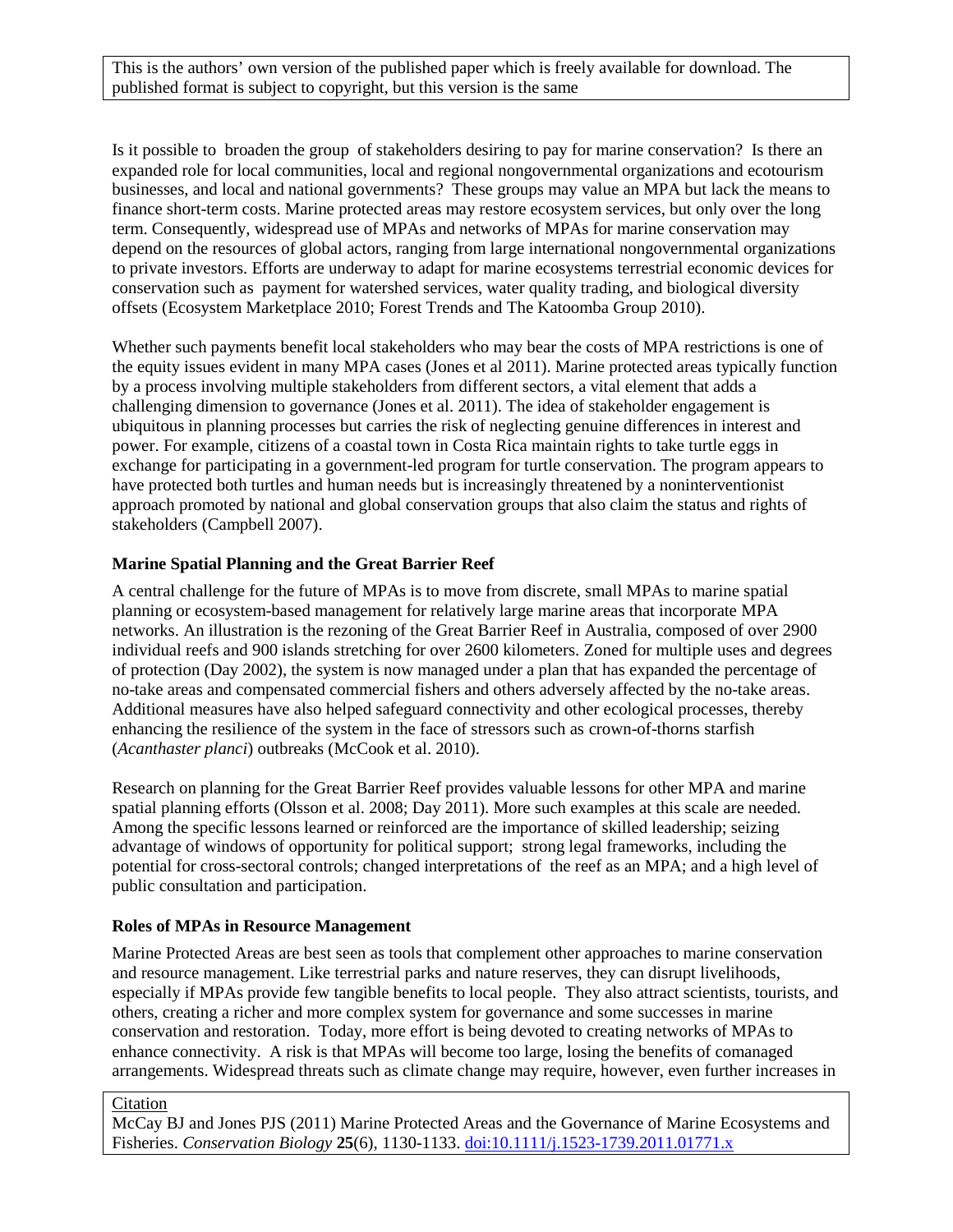Is it possible to broaden the group of stakeholders desiring to pay for marine conservation? Is there an expanded role for local communities, local and regional nongovernmental organizations and ecotourism businesses, and local and national governments? These groups may value an MPA but lack the means to finance short-term costs. Marine protected areas may restore ecosystem services, but only over the long term. Consequently, widespread use of MPAs and networks of MPAs for marine conservation may depend on the resources of global actors, ranging from large international nongovernmental organizations to private investors. Efforts are underway to adapt for marine ecosystems terrestrial economic devices for conservation such as payment for watershed services, water quality trading, and biological diversity offsets (Ecosystem Marketplace 2010; Forest Trends and The Katoomba Group 2010).

Whether such payments benefit local stakeholders who may bear the costs of MPA restrictions is one of the equity issues evident in many MPA cases (Jones et al 2011). Marine protected areas typically function by a process involving multiple stakeholders from different sectors, a vital element that adds a challenging dimension to governance (Jones et al. 2011). The idea of stakeholder engagement is ubiquitous in planning processes but carries the risk of neglecting genuine differences in interest and power. For example, citizens of a coastal town in Costa Rica maintain rights to take turtle eggs in exchange for participating in a government-led program for turtle conservation. The program appears to have protected both turtles and human needs but is increasingly threatened by a noninterventionist approach promoted by national and global conservation groups that also claim the status and rights of stakeholders (Campbell 2007).

**Marine Spatial Planning and the Great Barrier Reef**

A central challenge for the future of MPAs is to move from discrete, small MPAs to marine spatial planning or ecosystem-based management for relatively large marine areas that incorporate MPA networks. An illustration is the rezoning of the Great Barrier Reef in Australia, composed of over 2900 individual reefs and 900 islands stretching for over 2600 kilometers. Zoned for multiple uses and degrees of protection (Day 2002), the system is now managed under a plan that has expanded the percentage of no-take areas and compensated commercial fishers and others adversely affected by the no-take areas. Additional measures have also helped safeguard connectivity and other ecological processes, thereby enhancing the resilience of the system in the face of stressors such as crown-of-thorns starfish (*Acanthaster planci*) outbreaks (McCook et al. 2010).

Research on planning for the Great Barrier Reef provides valuable lessons for other MPA and marine spatial planning efforts (Olsson et al. 2008; Day 2011). More such examples at this scale are needed. Among the specific lessons learned or reinforced are the importance of skilled leadership; seizing advantage of windows of opportunity for political support; strong legal frameworks, including the potential for cross-sectoral controls; changed interpretations of the reef as an MPA; and a high level of public consultation and participation.

**Roles of MPAs in Resource Management**

Marine Protected Areas are best seen as tools that complement other approaches to marine conservation and resource management. Like terrestrial parks and nature reserves, they can disrupt livelihoods, especially if MPAs provide few tangible benefits to local people. They also attract scientists, tourists, and others, creating a richer and more complex system for governance and some successes in marine conservation and restoration. Today, more effort is being devoted to creating networks of MPAs to enhance connectivity. A risk is that MPAs will become too large, losing the benefits of comanaged arrangements. Widespread threats such as climate change may require, however, even further increases in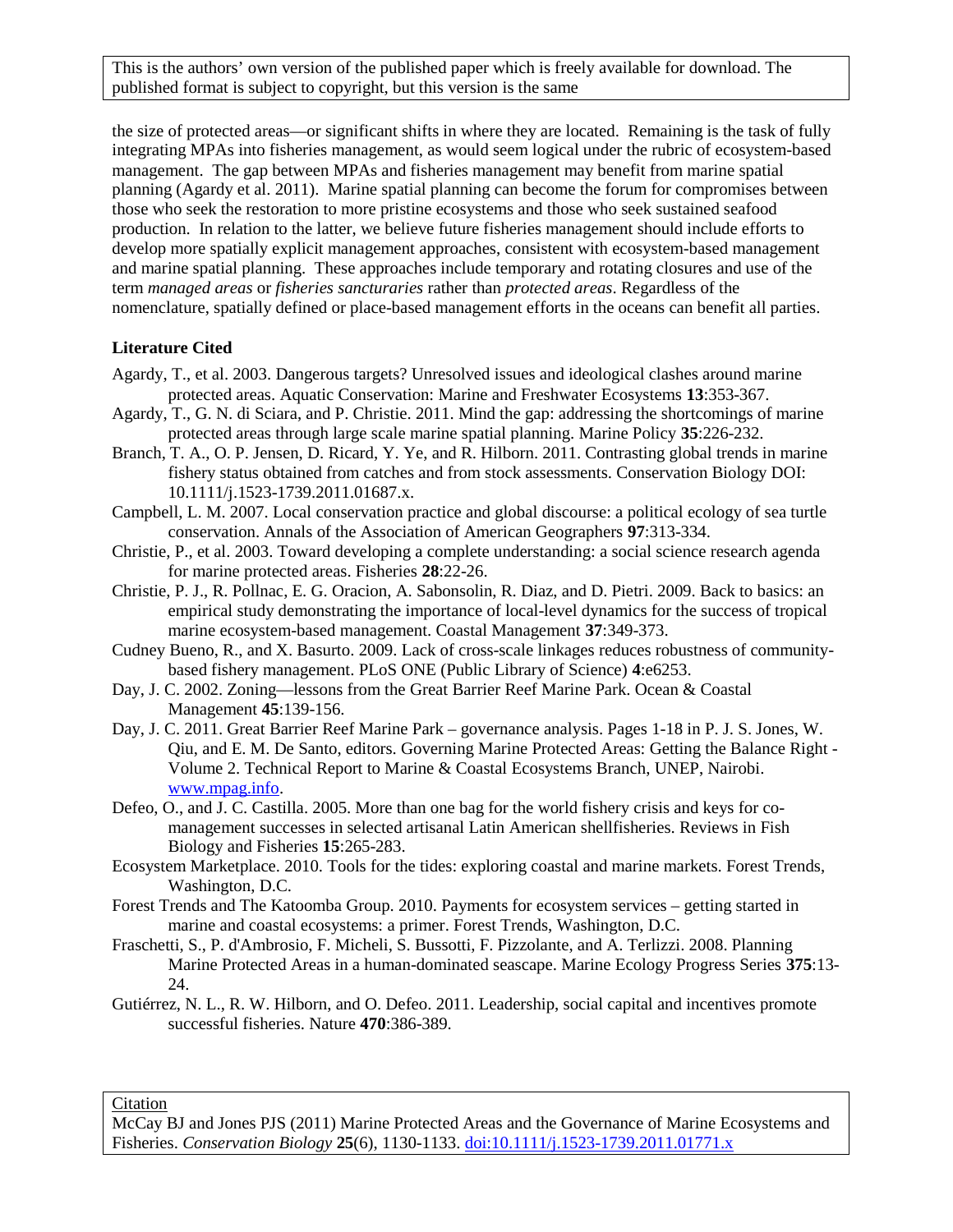the size of protected areas—or significant shifts in where they are located. Remaining is the task of fully integrating MPAs into fisheries management, as would seem logical under the rubric of ecosystem-based management. The gap between MPAs and fisheries management may benefit from marine spatial planning (Agardy et al. 2011). Marine spatial planning can become the forum for compromises between those who seek the restoration to more pristine ecosystems and those who seek sustained seafood production. In relation to the latter, we believe future fisheries management should include efforts to develop more spatially explicit management approaches, consistent with ecosystem-based management and marine spatial planning. These approaches include temporary and rotating closures and use of the term *managed areas* or *fisheries sancturaries* rather than *protected areas*. Regardless of the nomenclature, spatially defined or place-based management efforts in the oceans can benefit all parties.

## Literature Cited

Agardy, T., et al. 2003. Dangerous targets? Unresolved issues and ideological clashes around marine protected areas. Aquatic Conservation: Marine and Freshwater Ecosystems **13**:353-367.

Agardy, T., G. N. di Sciara, and P. Christie. 2011. Mind the gap: addressing the shortcomings of marine protected areas through large scale marine spatial planning. Marine Policy **35**:226-232.

Branch, T. A., O. P. Jensen, D. Ricard, Y. Ye, and R. Hilborn. 2011. Contrasting global trends in marine fishery status obtained from catches and from stock assessments. Conservation Biology DOI: 10.1111/j.1523-1739.2011.01687.x.

Campbell, L. M. 2007. Local conservation practice and global discourse: a political ecology of sea turtle conservation. Annals of the Association of American Geographers **97**:313-334.

Christie, P., et al. 2003. Toward developing a complete understanding: a social science research agenda for marine protected areas. Fisheries **28**:22-26.

Christie, P. J., R. Pollnac, E. G. Oracion, A. Sabonsolin, R. Diaz, and D. Pietri. 2009. Back to basics: an empirical study demonstrating the importance of local-level dynamics for the success of tropical marine ecosystem-based management. Coastal Management **37**:349-373.

Cudney Bueno, R., and X. Basurto. 2009. Lack of cross-scale linkages reduces robustness of community-based fishery management. PLoS ONE (Public Library of Science) **4**:e6253.

Day, J. C. 2002. Zoning—lessons from the Great Barrier Reef Marine Park. Ocean & Coastal Management **45**:139-156.

Day, J. C. 2011. Great Barrier Reef Marine Park – governance analysis. Pages 1-18 in P. J. S. Jones, W. Qiu, and E. M. De Santo, editors. Governing Marine Protected Areas: Getting the Balance Right - Volume 2. Technical Report to Marine & Coastal Ecosystems Branch, UNEP, Nairobi. www.mpag.info.

Defeo, O., and J. C. Castilla. 2005. More than one bag for the world fishery crisis and keys for co-management successes in selected artisanal Latin American shellfisheries. Reviews in Fish Biology and Fisheries **15**:265-283.

Ecosystem Marketplace. 2010. Tools for the tides: exploring coastal and marine markets. Forest Trends, Washington, D.C.

Forest Trends and The Katoomba Group. 2010. Payments for ecosystem services – getting started in marine and coastal ecosystems: a primer. Forest Trends, Washington, D.C.

Fraschetti, S., P. d'Ambrosio, F. Micheli, S. Bussotti, F. Pizzolante, and A. Terlizzi. 2008. Planning Marine Protected Areas in a human-dominated seascape. Marine Ecology Progress Series **375**:13-24.

Gutiérrez, N. L., R. W. Hilborn, and O. Defeo. 2011. Leadership, social capital and incentives promote successful fisheries. Nature **470**:386-389.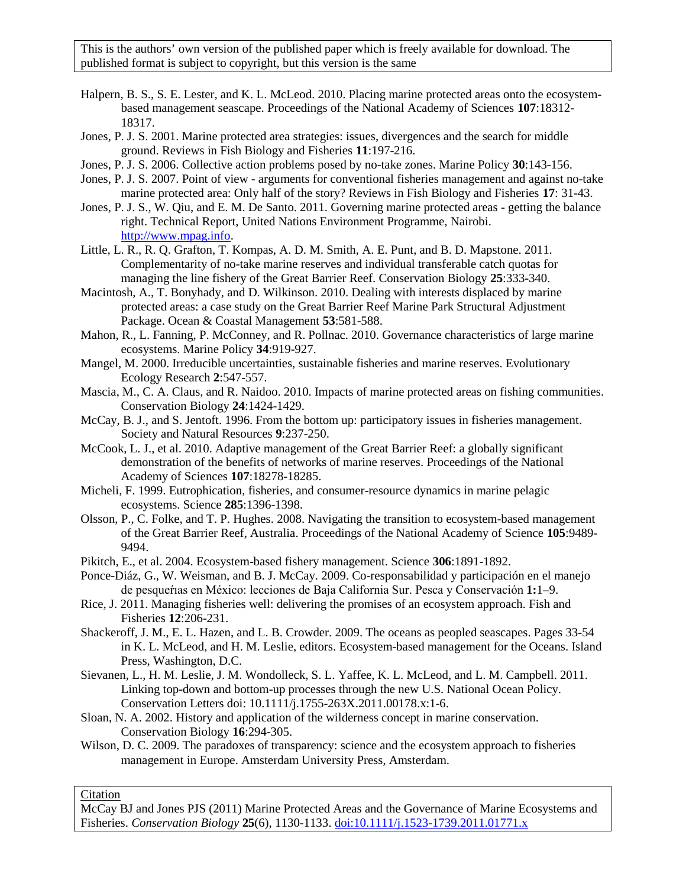This is the authors' own version of the published paper which is freely available for download. The published format is subject to copyright, but this version is the same

Halpern, B. S., S. E. Lester, and K. L. McLeod. 2010. Placing marine protected areas onto the ecosystem-based management seascape. Proceedings of the National Academy of Sciences **107**:18312-18317.

Jones, P. J. S. 2001. Marine protected area strategies: issues, divergences and the search for middle ground. Reviews in Fish Biology and Fisheries **11**:197-216.

Jones, P. J. S. 2006. Collective action problems posed by no-take zones. Marine Policy **30**:143-156.

Jones, P. J. S. 2007. Point of view - arguments for conventional fisheries management and against no-take marine protected area: Only half of the story? Reviews in Fish Biology and Fisheries **17**: 31-43.

Jones, P. J. S., W. Qiu, and E. M. De Santo. 2011. Governing marine protected areas - getting the balance right. Technical Report, United Nations Environment Programme, Nairobi. http://www.mpag.info.

Little, L. R., R. Q. Grafton, T. Kompas, A. D. M. Smith, A. E. Punt, and B. D. Mapstone. 2011. Complementarity of no-take marine reserves and individual transferable catch quotas for managing the line fishery of the Great Barrier Reef. Conservation Biology **25**:333-340.

Macintosh, A., T. Bonyhady, and D. Wilkinson. 2010. Dealing with interests displaced by marine protected areas: a case study on the Great Barrier Reef Marine Park Structural Adjustment Package. Ocean & Coastal Management **53**:581-588.

Mahon, R., L. Fanning, P. McConney, and R. Pollnac. 2010. Governance characteristics of large marine ecosystems. Marine Policy **34**:919-927.

Mangel, M. 2000. Irreducible uncertainties, sustainable fisheries and marine reserves. Evolutionary Ecology Research **2**:547-557.

Mascia, M., C. A. Claus, and R. Naidoo. 2010. Impacts of marine protected areas on fishing communities. Conservation Biology **24**:1424-1429.

McCay, B. J., and S. Jentoft. 1996. From the bottom up: participatory issues in fisheries management. Society and Natural Resources **9**:237-250.

McCook, L. J., et al. 2010. Adaptive management of the Great Barrier Reef: a globally significant demonstration of the benefits of networks of marine reserves. Proceedings of the National Academy of Sciences **107**:18278-18285.

Micheli, F. 1999. Eutrophication, fisheries, and consumer-resource dynamics in marine pelagic ecosystems. Science **285**:1396-1398.

Olsson, P., C. Folke, and T. P. Hughes. 2008. Navigating the transition to ecosystem-based management of the Great Barrier Reef, Australia. Proceedings of the National Academy of Science **105**:9489-9494.

Pikitch, E., et al. 2004. Ecosystem-based fishery management. Science **306**:1891-1892.

Ponce-Diáz, G., W. Weisman, and B. J. McCay. 2009. Co-responsabilidad y participación en el manejo de pesqueńas en México: lecciones de Baja California Sur. Pesca y Conservación **1:**1–9.

Rice, J. 2011. Managing fisheries well: delivering the promises of an ecosystem approach. Fish and Fisheries **12**:206-231.

Shackeroff, J. M., E. L. Hazen, and L. B. Crowder. 2009. The oceans as peopled seascapes. Pages 33-54 in K. L. McLeod, and H. M. Leslie, editors. Ecosystem-based management for the Oceans. Island Press, Washington, D.C.

Sievanen, L., H. M. Leslie, J. M. Wondolleck, S. L. Yaffee, K. L. McLeod, and L. M. Campbell. 2011. Linking top-down and bottom-up processes through the new U.S. National Ocean Policy. Conservation Letters doi: 10.1111/j.1755-263X.2011.00178.x:1-6.

Sloan, N. A. 2002. History and application of the wilderness concept in marine conservation. Conservation Biology **16**:294-305.

Wilson, D. C. 2009. The paradoxes of transparency: science and the ecosystem approach to fisheries management in Europe. Amsterdam University Press, Amsterdam.

Citation

McCay BJ and Jones PJS (2011) Marine Protected Areas and the Governance of Marine Ecosystems and Fisheries. *Conservation Biology* **25**(6), 1130-1133. doi:10.1111/j.1523-1739.2011.01771.x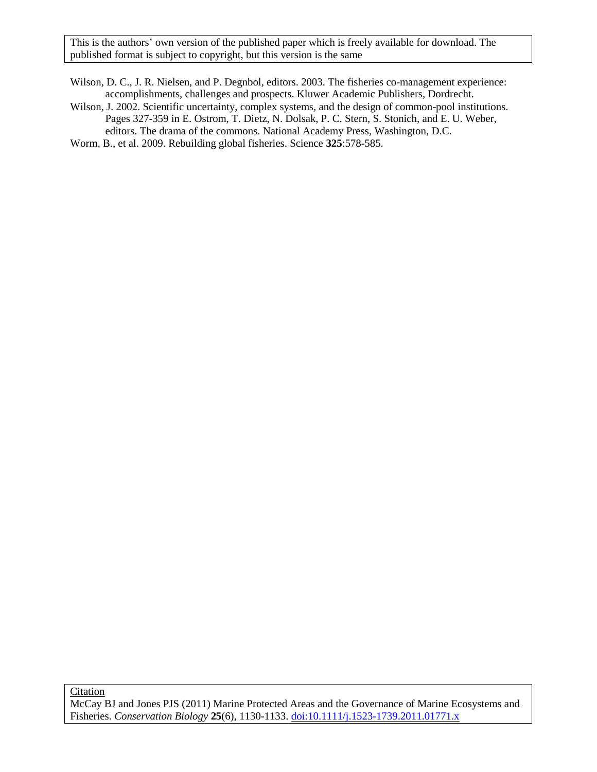This is the authors' own version of the published paper which is freely available for download. The published format is subject to copyright, but this version is the same

Wilson, D. C., J. R. Nielsen, and P. Degnbol, editors. 2003. The fisheries co-management experience: accomplishments, challenges and prospects. Kluwer Academic Publishers, Dordrecht.

Wilson, J. 2002. Scientific uncertainty, complex systems, and the design of common-pool institutions. Pages 327-359 in E. Ostrom, T. Dietz, N. Dolsak, P. C. Stern, S. Stonich, and E. U. Weber, editors. The drama of the commons. National Academy Press, Washington, D.C.

Worm, B., et al. 2009. Rebuilding global fisheries. Science **325**:578-585.

Citation

McCay BJ and Jones PJS (2011) Marine Protected Areas and the Governance of Marine Ecosystems and Fisheries. *Conservation Biology* **25**(6), 1130-1133. doi:10.1111/j.1523-1739.2011.01771.x